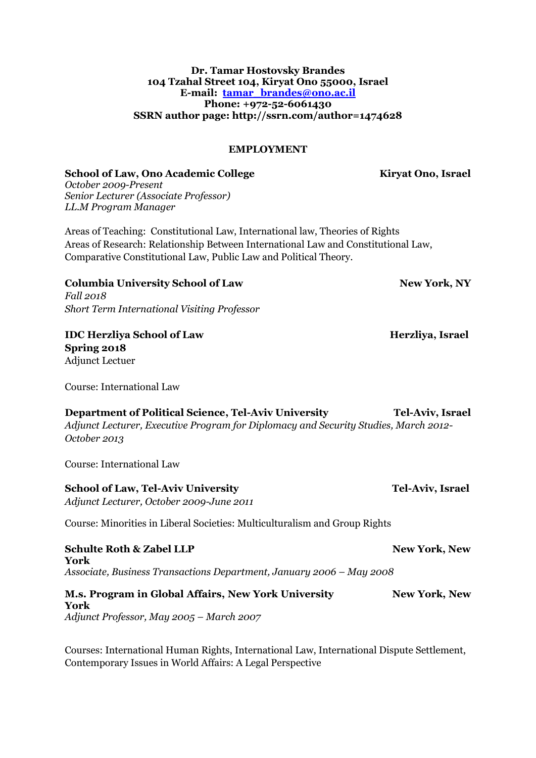**Dr. Tamar Hostovsky Brandes**
**104 Tzahal Street 104, Kiryat Ono 55000, Israel**
**E-mail: tamar_brandes@ono.ac.il**
**Phone: +972-52-6061430**
**SSRN author page: http://ssrn.com/author=1474628**

## EMPLOYMENT

**School of Law, Ono Academic College** — **Kiryat Ono, Israel**
*October 2009-Present*
*Senior Lecturer (Associate Professor)*
*LL.M Program Manager*

Areas of Teaching: Constitutional Law, International law, Theories of Rights
Areas of Research: Relationship Between International Law and Constitutional Law, Comparative Constitutional Law, Public Law and Political Theory.

**Columbia University School of Law** — **New York, NY**
*Fall 2018*
*Short Term International Visiting Professor*

**IDC Herzliya School of Law** — **Herzliya, Israel**
**Spring 2018**
Adjunct Lectuer

Course: International Law

**Department of Political Science, Tel-Aviv University** — **Tel-Aviv, Israel**
*Adjunct Lecturer, Executive Program for Diplomacy and Security Studies, March 2012-October 2013*

Course: International Law

**School of Law, Tel-Aviv University** — **Tel-Aviv, Israel**
*Adjunct Lecturer, October 2009-June 2011*

Course: Minorities in Liberal Societies: Multiculturalism and Group Rights

**Schulte Roth & Zabel LLP** — **New York, New York**
*Associate, Business Transactions Department, January 2006 – May 2008*

**M.s. Program in Global Affairs, New York University** — **New York, New York**
*Adjunct Professor, May 2005 – March 2007*

Courses: International Human Rights, International Law, International Dispute Settlement, Contemporary Issues in World Affairs: A Legal Perspective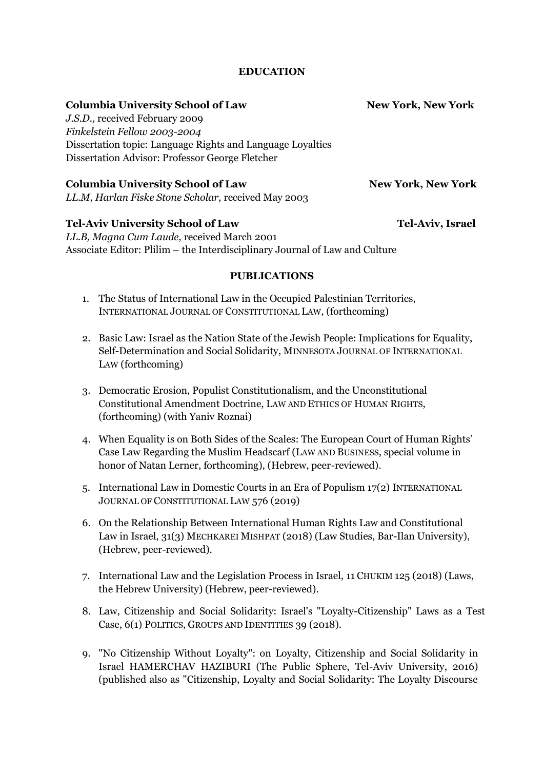## EDUCATION

**Columbia University School of Law** **New York, New York**
*J.S.D.,* received February 2009
*Finkelstein Fellow 2003-2004*
Dissertation topic: Language Rights and Language Loyalties
Dissertation Advisor: Professor George Fletcher

**Columbia University School of Law** **New York, New York**
*LL.M, Harlan Fiske Stone Scholar,* received May 2003

**Tel-Aviv University School of Law** **Tel-Aviv, Israel**
*LL.B, Magna Cum Laude,* received March 2001
Associate Editor: Plilim – the Interdisciplinary Journal of Law and Culture

## PUBLICATIONS

1. The Status of International Law in the Occupied Palestinian Territories, INTERNATIONAL JOURNAL OF CONSTITUTIONAL LAW, (forthcoming)

2. Basic Law: Israel as the Nation State of the Jewish People: Implications for Equality, Self-Determination and Social Solidarity, MINNESOTA JOURNAL OF INTERNATIONAL LAW (forthcoming)

3. Democratic Erosion, Populist Constitutionalism, and the Unconstitutional Constitutional Amendment Doctrine, LAW AND ETHICS OF HUMAN RIGHTS, (forthcoming) (with Yaniv Roznai)

4. When Equality is on Both Sides of the Scales: The European Court of Human Rights' Case Law Regarding the Muslim Headscarf (LAW AND BUSINESS, special volume in honor of Natan Lerner, forthcoming), (Hebrew, peer-reviewed).

5. International Law in Domestic Courts in an Era of Populism 17(2) INTERNATIONAL JOURNAL OF CONSTITUTIONAL LAW 576 (2019)

6. On the Relationship Between International Human Rights Law and Constitutional Law in Israel, 31(3) MECHKAREI MISHPAT (2018) (Law Studies, Bar-Ilan University), (Hebrew, peer-reviewed).

7. International Law and the Legislation Process in Israel, 11 CHUKIM 125 (2018) (Laws, the Hebrew University) (Hebrew, peer-reviewed).

8. Law, Citizenship and Social Solidarity: Israel's "Loyalty-Citizenship" Laws as a Test Case, 6(1) POLITICS, GROUPS AND IDENTITIES 39 (2018).

9. "No Citizenship Without Loyalty": on Loyalty, Citizenship and Social Solidarity in Israel HAMERCHAV HAZIBURI (The Public Sphere, Tel-Aviv University, 2016) (published also as "Citizenship, Loyalty and Social Solidarity: The Loyalty Discourse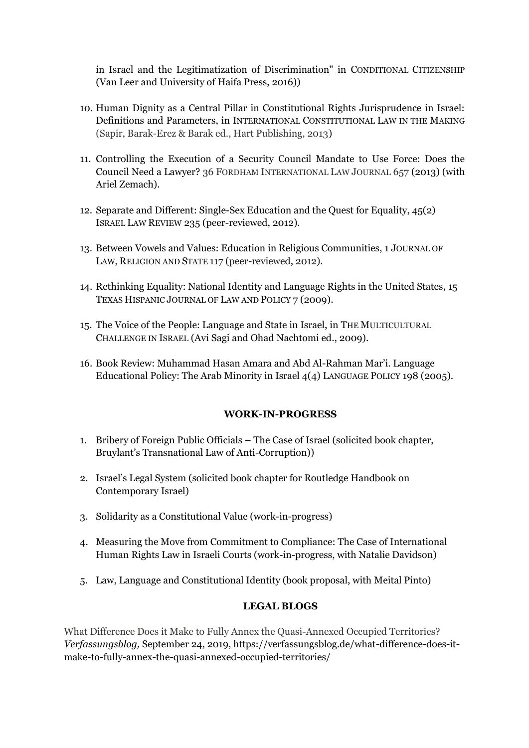in Israel and the Legitimatization of Discrimination" in CONDITIONAL CITIZENSHIP (Van Leer and University of Haifa Press, 2016))

10. Human Dignity as a Central Pillar in Constitutional Rights Jurisprudence in Israel: Definitions and Parameters, in INTERNATIONAL CONSTITUTIONAL LAW IN THE MAKING (Sapir, Barak-Erez & Barak ed., Hart Publishing, 2013)

11. Controlling the Execution of a Security Council Mandate to Use Force: Does the Council Need a Lawyer? 36 FORDHAM INTERNATIONAL LAW JOURNAL 657 (2013) (with Ariel Zemach).

12. Separate and Different: Single-Sex Education and the Quest for Equality, 45(2) ISRAEL LAW REVIEW 235 (peer-reviewed, 2012).

13. Between Vowels and Values: Education in Religious Communities, 1 JOURNAL OF LAW, RELIGION AND STATE 117 (peer-reviewed, 2012).

14. Rethinking Equality: National Identity and Language Rights in the United States*,* 15 TEXAS HISPANIC JOURNAL OF LAW AND POLICY 7 (2009).

15. The Voice of the People: Language and State in Israel, in THE MULTICULTURAL CHALLENGE IN ISRAEL (Avi Sagi and Ohad Nachtomi ed., 2009).

16. Book Review: Muhammad Hasan Amara and Abd Al-Rahman Mar'i. Language Educational Policy: The Arab Minority in Israel 4(4) LANGUAGE POLICY 198 (2005).

## WORK-IN-PROGRESS

1. Bribery of Foreign Public Officials – The Case of Israel (solicited book chapter, Bruylant's Transnational Law of Anti-Corruption))

2. Israel's Legal System (solicited book chapter for Routledge Handbook on Contemporary Israel)

3. Solidarity as a Constitutional Value (work-in-progress)

4. Measuring the Move from Commitment to Compliance: The Case of International Human Rights Law in Israeli Courts (work-in-progress, with Natalie Davidson)

5. Law, Language and Constitutional Identity (book proposal, with Meital Pinto)

## LEGAL BLOGS

What Difference Does it Make to Fully Annex the Quasi-Annexed Occupied Territories? *Verfassungsblog,* September 24, 2019, https://verfassungsblog.de/what-difference-does-it-make-to-fully-annex-the-quasi-annexed-occupied-territories/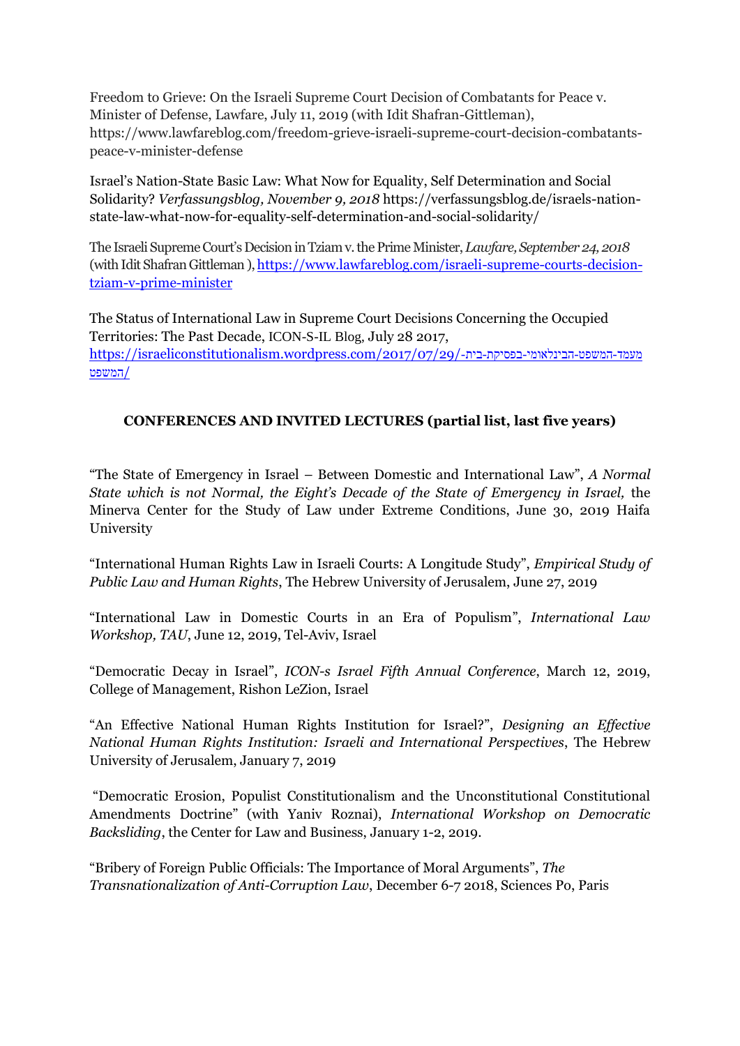Freedom to Grieve: On the Israeli Supreme Court Decision of Combatants for Peace v. Minister of Defense, Lawfare, July 11, 2019 (with Idit Shafran-Gittleman), https://www.lawfareblog.com/freedom-grieve-israeli-supreme-court-decision-combatants-peace-v-minister-defense

Israel's Nation-State Basic Law: What Now for Equality, Self Determination and Social Solidarity? *Verfassungsblog, November 9, 2018* https://verfassungsblog.de/israels-nation-state-law-what-now-for-equality-self-determination-and-social-solidarity/

The Israeli Supreme Court's Decision in Tziam v. the Prime Minister, *Lawfare, September 24, 2018* (with Idit Shafran Gittleman ), https://www.lawfareblog.com/israeli-supreme-courts-decision-tziam-v-prime-minister

The Status of International Law in Supreme Court Decisions Concerning the Occupied Territories: The Past Decade, ICON-S-IL Blog, July 28 2017, https://israeliconstitutionalism.wordpress.com/2017/07/29/מעמד-המשפט-הבינלאומי-בפסיקת-בית-המשפט/

**CONFERENCES AND INVITED LECTURES (partial list, last five years)**

"The State of Emergency in Israel – Between Domestic and International Law", *A Normal State which is not Normal, the Eight's Decade of the State of Emergency in Israel,* the Minerva Center for the Study of Law under Extreme Conditions, June 30, 2019 Haifa University

"International Human Rights Law in Israeli Courts: A Longitude Study", *Empirical Study of Public Law and Human Rights*, The Hebrew University of Jerusalem, June 27, 2019

"International Law in Domestic Courts in an Era of Populism", *International Law Workshop, TAU*, June 12, 2019, Tel-Aviv, Israel

"Democratic Decay in Israel", *ICON-s Israel Fifth Annual Conference*, March 12, 2019, College of Management, Rishon LeZion, Israel

"An Effective National Human Rights Institution for Israel?", *Designing an Effective National Human Rights Institution: Israeli and International Perspectives*, The Hebrew University of Jerusalem, January 7, 2019

"Democratic Erosion, Populist Constitutionalism and the Unconstitutional Constitutional Amendments Doctrine" (with Yaniv Roznai), *International Workshop on Democratic Backsliding*, the Center for Law and Business, January 1-2, 2019.

"Bribery of Foreign Public Officials: The Importance of Moral Arguments", *The Transnationalization of Anti-Corruption Law*, December 6-7 2018, Sciences Po, Paris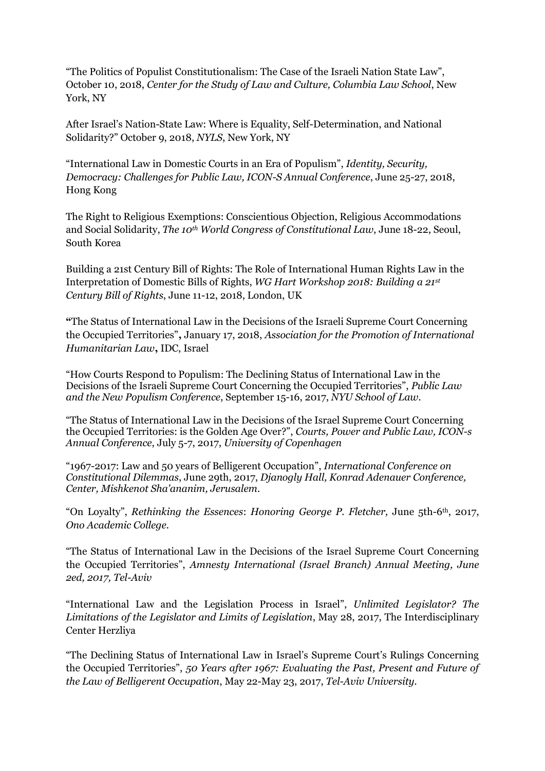"The Politics of Populist Constitutionalism: The Case of the Israeli Nation State Law", October 10, 2018, *Center for the Study of Law and Culture, Columbia Law School*, New York, NY

After Israel's Nation-State Law: Where is Equality, Self-Determination, and National Solidarity?" October 9, 2018, *NYLS*, New York, NY

"International Law in Domestic Courts in an Era of Populism", *Identity, Security, Democracy: Challenges for Public Law, ICON-S Annual Conference*, June 25-27, 2018, Hong Kong

The Right to Religious Exemptions: Conscientious Objection, Religious Accommodations and Social Solidarity, *The 10th World Congress of Constitutional Law*, June 18-22, Seoul, South Korea

Building a 21st Century Bill of Rights: The Role of International Human Rights Law in the Interpretation of Domestic Bills of Rights, *WG Hart Workshop 2018: Building a 21st Century Bill of Rights*, June 11-12, 2018, London, UK

**"**The Status of International Law in the Decisions of the Israeli Supreme Court Concerning the Occupied Territories"**,** January 17, 2018, *Association for the Promotion of International Humanitarian Law***,** IDC, Israel

"How Courts Respond to Populism: The Declining Status of International Law in the Decisions of the Israeli Supreme Court Concerning the Occupied Territories", *Public Law and the New Populism Conference*, September 15-16, 2017, *NYU School of Law*.

"The Status of International Law in the Decisions of the Israel Supreme Court Concerning the Occupied Territories: is the Golden Age Over?", *Courts, Power and Public Law, ICON-s Annual Conference*, July 5-7, 2017, *University of Copenhagen*

"1967-2017: Law and 50 years of Belligerent Occupation", *International Conference on Constitutional Dilemmas*, June 29th, 2017, *Djanogly Hall, Konrad Adenauer Conference, Center, Mishkenot Sha'ananim, Jerusalem*.

"On Loyalty", *Rethinking the Essences*: *Honoring George P. Fletcher,* June 5th-6th, 2017, *Ono Academic College*.

"The Status of International Law in the Decisions of the Israel Supreme Court Concerning the Occupied Territories", *Amnesty International (Israel Branch) Annual Meeting, June 2ed, 2017, Tel-Aviv*

"International Law and the Legislation Process in Israel", *Unlimited Legislator? The Limitations of the Legislator and Limits of Legislation*, May 28, 2017, The Interdisciplinary Center Herzliya

"The Declining Status of International Law in Israel's Supreme Court's Rulings Concerning the Occupied Territories", *50 Years after 1967: Evaluating the Past, Present and Future of the Law of Belligerent Occupation*, May 22-May 23, 2017, *Tel-Aviv University*.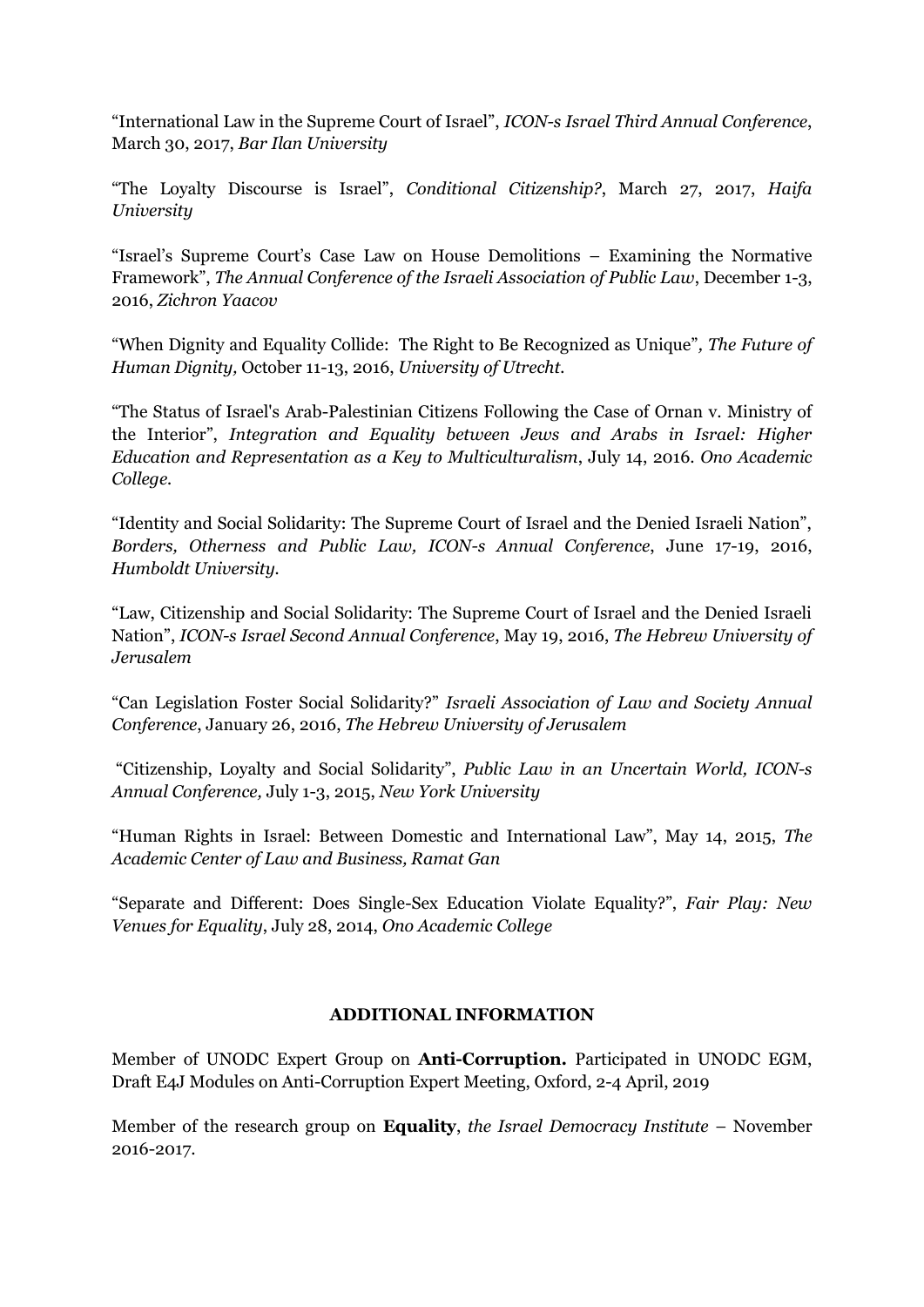"International Law in the Supreme Court of Israel", *ICON-s Israel Third Annual Conference*, March 30, 2017, *Bar Ilan University*

"The Loyalty Discourse is Israel", *Conditional Citizenship?*, March 27, 2017, *Haifa University*

"Israel's Supreme Court's Case Law on House Demolitions – Examining the Normative Framework", *The Annual Conference of the Israeli Association of Public Law*, December 1-3, 2016, *Zichron Yaacov*

"When Dignity and Equality Collide: The Right to Be Recognized as Unique", *The Future of Human Dignity,* October 11-13, 2016, *University of Utrecht.*

"The Status of Israel's Arab-Palestinian Citizens Following the Case of Ornan v. Ministry of the Interior", *Integration and Equality between Jews and Arabs in Israel: Higher Education and Representation as a Key to Multiculturalism*, July 14, 2016. *Ono Academic College.*

"Identity and Social Solidarity: The Supreme Court of Israel and the Denied Israeli Nation", *Borders, Otherness and Public Law, ICON-s Annual Conference*, June 17-19, 2016, *Humboldt University.*

"Law, Citizenship and Social Solidarity: The Supreme Court of Israel and the Denied Israeli Nation", *ICON-s Israel Second Annual Conference*, May 19, 2016, *The Hebrew University of Jerusalem*

"Can Legislation Foster Social Solidarity?" *Israeli Association of Law and Society Annual Conference*, January 26, 2016, *The Hebrew University of Jerusalem*

"Citizenship, Loyalty and Social Solidarity", *Public Law in an Uncertain World, ICON-s Annual Conference,* July 1-3, 2015, *New York University*

"Human Rights in Israel: Between Domestic and International Law", May 14, 2015, *The Academic Center of Law and Business, Ramat Gan*

"Separate and Different: Does Single-Sex Education Violate Equality?", *Fair Play: New Venues for Equality*, July 28, 2014, *Ono Academic College*

## ADDITIONAL INFORMATION

Member of UNODC Expert Group on **Anti-Corruption.** Participated in UNODC EGM, Draft E4J Modules on Anti-Corruption Expert Meeting, Oxford, 2-4 April, 2019

Member of the research group on **Equality**, *the Israel Democracy Institute* – November 2016-2017.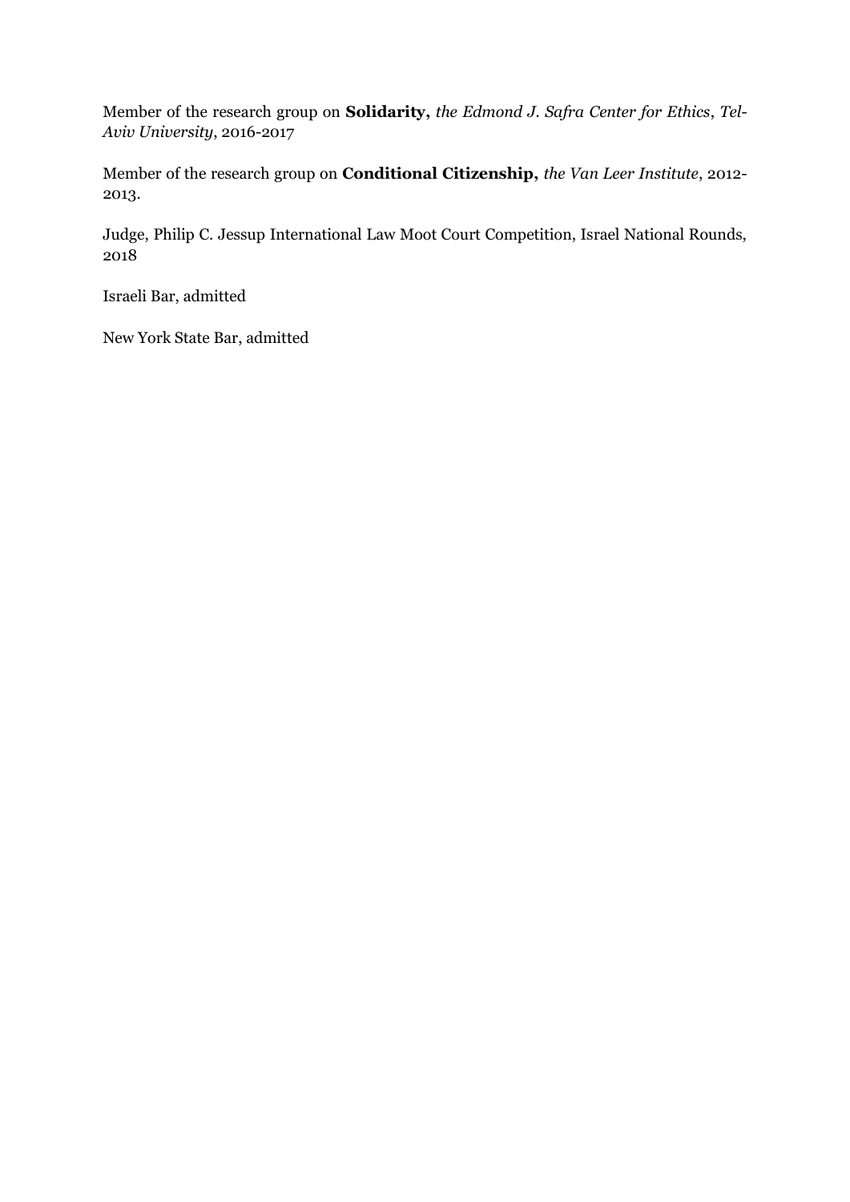Member of the research group on **Solidarity,** *the Edmond J. Safra Center for Ethics*, *Tel-Aviv University*, 2016-2017

Member of the research group on **Conditional Citizenship,** *the Van Leer Institute*, 2012-2013.

Judge, Philip C. Jessup International Law Moot Court Competition, Israel National Rounds, 2018

Israeli Bar, admitted

New York State Bar, admitted